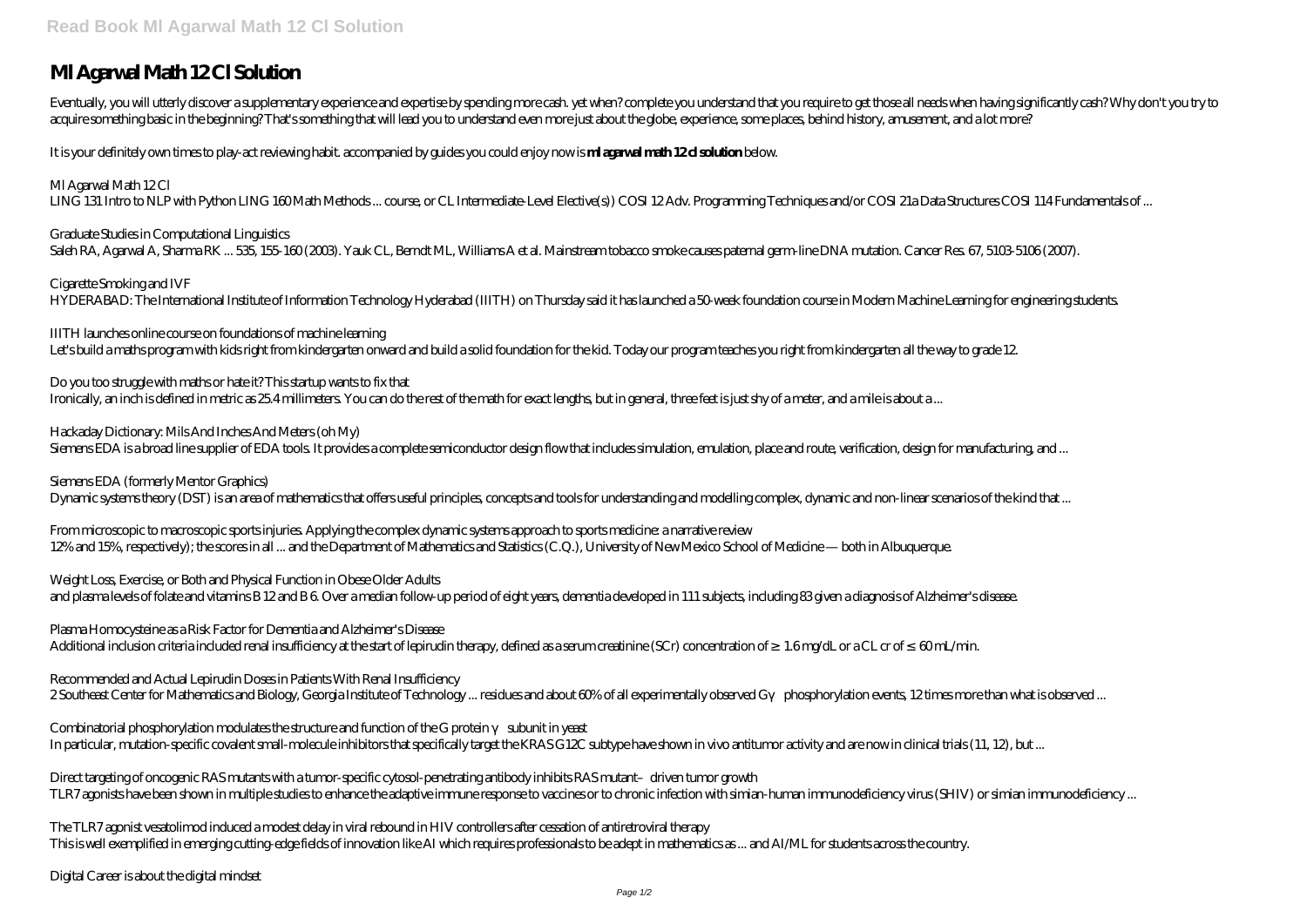# Ml Agarwal Math 12 Cl Solution

Eventually, you will utterly discover a supplementary experience and expertise by spending more cash. yet when? complete you understand that you require to get those all needs when having significantly cash? Why don't you try to acquire something basic in the beginning? That's something that will lead you to understand even more just about the globe, experience, some places, behind history, amusement, and a lot more?

It is your definitely own times to play-act reviewing habit. accompanied by guides you could enjoy now is **ml agarwal math 12 cl solution** below.

*Ml Agarwal Math 12 Cl*
LING 131 Intro to NLP with Python LING 160 Math Methods ... course, or CL Intermediate-Level Elective(s)) COSI 12 Adv. Programming Techniques and/or COSI 21a Data Structures COSI 114 Fundamentals of ...

*Graduate Studies in Computational Linguistics*
Saleh RA, Agarwal A, Sharma RK ... 535, 155-160 (2003). Yauk CL, Berndt ML, Williams A et al. Mainstream tobacco smoke causes paternal germ-line DNA mutation. Cancer Res. 67, 5103-5106 (2007).

*Cigarette Smoking and IVF*
HYDERABAD: The International Institute of Information Technology Hyderabad (IIITH) on Thursday said it has launched a 50-week foundation course in Modern Machine Learning for engineering students.

*IIITH launches online course on foundations of machine learning*
Let's build a maths program with kids right from kindergarten onward and build a solid foundation for the kid. Today our program teaches you right from kindergarten all the way to grade 12.

*Do you too struggle with maths or hate it? This startup wants to fix that*
Ironically, an inch is defined in metric as 25.4 millimeters. You can do the rest of the math for exact lengths, but in general, three feet is just shy of a meter, and a mile is about a ...

*Hackaday Dictionary: Mils And Inches And Meters (oh My)*
Siemens EDA is a broad line supplier of EDA tools. It provides a complete semiconductor design flow that includes simulation, emulation, place and route, verification, design for manufacturing, and ...

*Siemens EDA (formerly Mentor Graphics)*
Dynamic systems theory (DST) is an area of mathematics that offers useful principles, concepts and tools for understanding and modelling complex, dynamic and non-linear scenarios of the kind that ...

*From microscopic to macroscopic sports injuries. Applying the complex dynamic systems approach to sports medicine: a narrative review*
12% and 15%, respectively); the scores in all ... and the Department of Mathematics and Statistics (C.Q.), University of New Mexico School of Medicine — both in Albuquerque.

*Weight Loss, Exercise, or Both and Physical Function in Obese Older Adults*
and plasma levels of folate and vitamins B 12 and B 6. Over a median follow-up period of eight years, dementia developed in 111 subjects, including 83 given a diagnosis of Alzheimer's disease.

*Plasma Homocysteine as a Risk Factor for Dementia and Alzheimer's Disease*
Additional inclusion criteria included renal insufficiency at the start of lepirudin therapy, defined as a serum creatinine (SCr) concentration of ≥ 1.6 mg/dL or a CL cr of ≤ 60 mL/min.

*Recommended and Actual Lepirudin Doses in Patients With Renal Insufficiency*
2 Southeast Center for Mathematics and Biology, Georgia Institute of Technology ... residues and about 60% of all experimentally observed Gγ phosphorylation events, 12 times more than what is observed ...

*Combinatorial phosphorylation modulates the structure and function of the G protein γ subunit in yeast*
In particular, mutation-specific covalent small-molecule inhibitors that specifically target the KRAS G12C subtype have shown in vivo antitumor activity and are now in clinical trials (11, 12), but ...

*Direct targeting of oncogenic RAS mutants with a tumor-specific cytosol-penetrating antibody inhibits RAS mutant–driven tumor growth*
TLR7 agonists have been shown in multiple studies to enhance the adaptive immune response to vaccines or to chronic infection with simian-human immunodeficiency virus (SHIV) or simian immunodeficiency ...

*The TLR7 agonist vesatolimod induced a modest delay in viral rebound in HIV controllers after cessation of antiretroviral therapy*
This is well exemplified in emerging cutting-edge fields of innovation like AI which requires professionals to be adept in mathematics as ... and AI/ML for students across the country.

*Digital Career is about the digital mindset*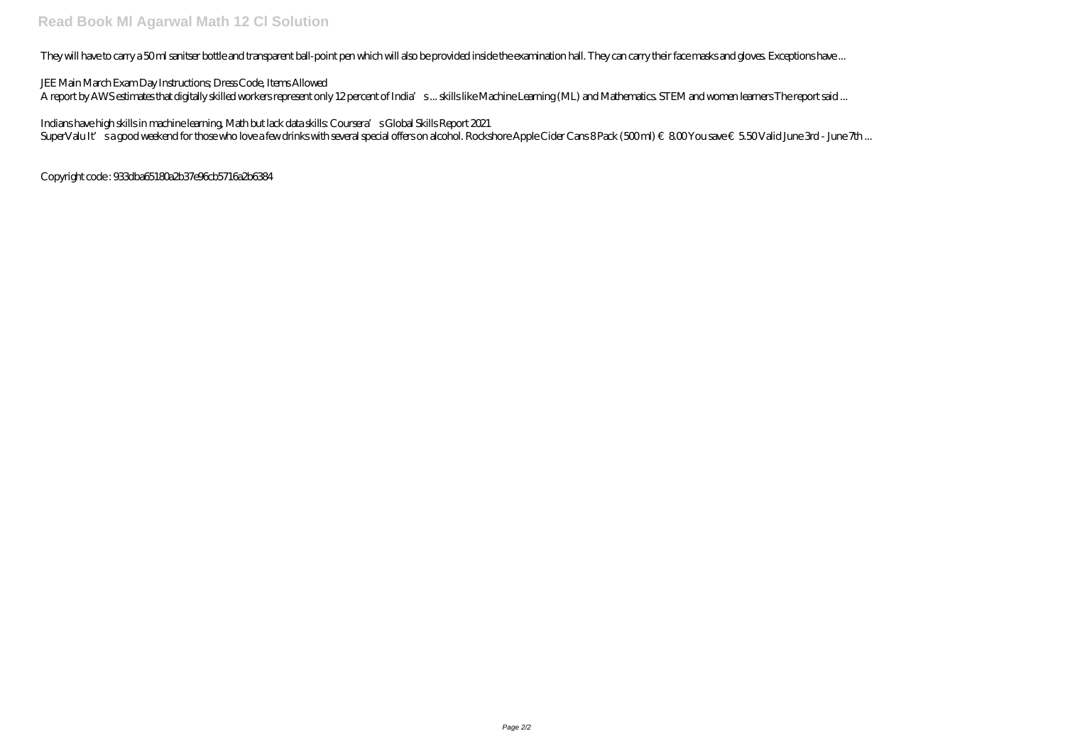They will have to carry a 50 ml sanitser bottle and transparent ball-point pen which will also be provided inside the examination hall. They can carry their face masks and gloves. Exceptions have ...

JEE Main March Exam Day Instructions; Dress Code, Items Allowed
A report by AWS estimates that digitally skilled workers represent only 12 percent of India's ... skills like Machine Learning (ML) and Mathematics. STEM and women learners The report said ...

Indians have high skills in machine learning, Math but lack data skills: Coursera's Global Skills Report 2021
SuperValu It's a good weekend for those who love a few drinks with several special offers on alcohol. Rockshore Apple Cider Cans 8 Pack (500 ml) € 8.00 You save € 5.50 Valid June 3rd - June 7th ...

Copyright code : 933dba65180a2b37e96cb5716a2b6384